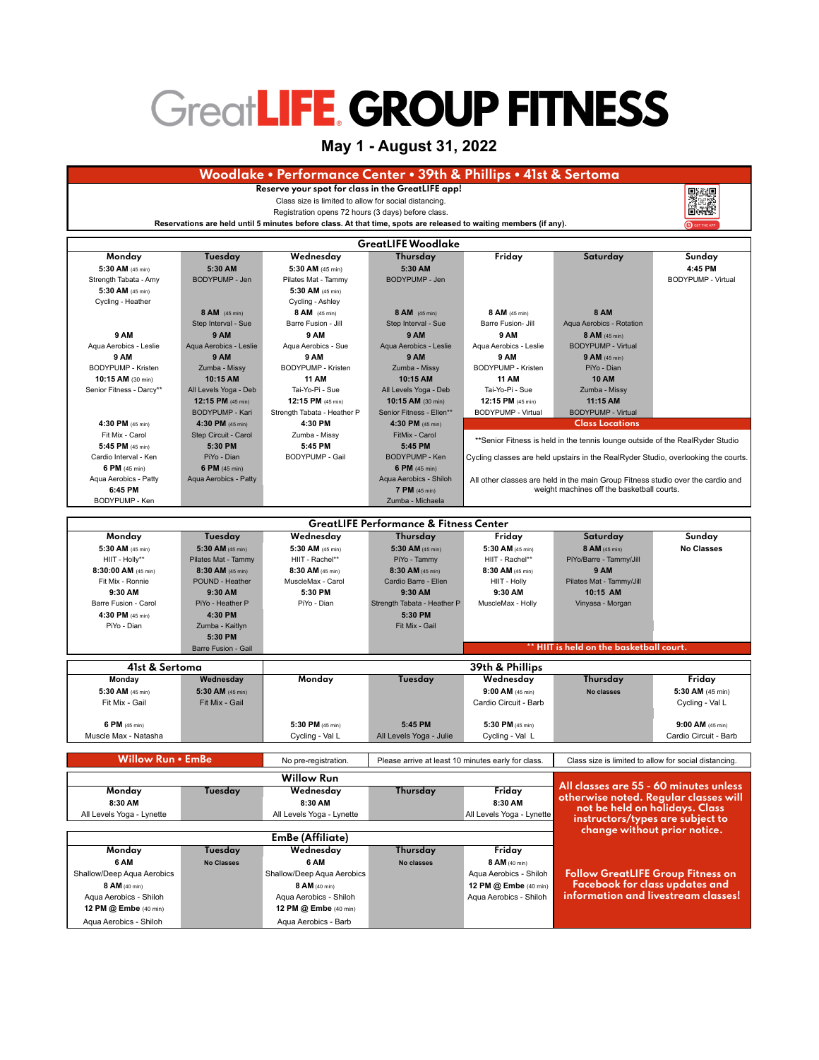# GreatLIFE GROUP FITNESS

**May 1 - August 31, 2022**

## Woodlake • Performance Center • 39th & Phillips • 41st & Sertoma

**Reserve your spot for class in the GreatLIFE app!**
Class size is limited to allow for social distancing.
Registration opens 72 hours (3 days) before class.
**Reservations are held until 5 minutes before class. At that time, spots are released to waiting members (if any).**

GET THE APP

### GreatLIFE Woodlake

| Monday | Tuesday | Wednesday | Thursday | Friday | Saturday | Sunday |
|---|---|---|---|---|---|---|
| **5:30 AM** (45 min) Strength Tabata - Amy | **5:30 AM** BODYPUMP - Jen | **5:30 AM** (45 min) Pilates Mat - Tammy | **5:30 AM** BODYPUMP - Jen | | | **4:45 PM** BODYPUMP - Virtual |
| **5:30 AM** (45 min) Cycling - Heather | | **5:30 AM** (45 min) Cycling - Ashley | | | | |
| | **8 AM** (45 min) Step Interval - Sue | **8 AM** (45 min) Barre Fusion - Jill | **8 AM** (45 min) Step Interval - Sue | **8 AM** (45 min) Barre Fusion- Jill | **8 AM** Aqua Aerobics - Rotation | |
| **9 AM** Aqua Aerobics - Leslie | **9 AM** Aqua Aerobics - Leslie | **9 AM** Aqua Aerobics - Sue | **9 AM** Aqua Aerobics - Leslie | **9 AM** Aqua Aerobics - Leslie | **8 AM** (45 min) BODYPUMP - Virtual | |
| **9 AM** BODYPUMP - Kristen | **9 AM** Zumba - Missy | **9 AM** BODYPUMP - Kristen | **9 AM** Zumba - Missy | **9 AM** BODYPUMP - Kristen | **9 AM** (45 min) PiYo - Dian | |
| **10:15 AM** (30 min) Senior Fitness - Darcy** | **10:15 AM** All Levels Yoga - Deb | **11 AM** Tai-Yo-Pi - Sue | **10:15 AM** All Levels Yoga - Deb | **11 AM** Tai-Yo-Pi - Sue | **10 AM** Zumba - Missy | |
| | **12:15 PM** (45 min) BODYPUMP - Kari | **12:15 PM** (45 min) Strength Tabata - Heather P | **10:15 AM** (30 min) Senior Fitness - Ellen** | **12:15 PM** (45 min) BODYPUMP - Virtual | **11:15 AM** BODYPUMP - Virtual | |
| **4:30 PM** (45 min) Fit Mix - Carol | **4:30 PM** (45 min) Step Circuit - Carol | **4:30 PM** Zumba - Missy | **4:30 PM** (45 min) FitMix - Carol | | | |
| **5:45 PM** (45 min) Cardio Interval - Ken | **5:30 PM** PiYo - Dian | **5:45 PM** BODYPUMP - Gail | **5:45 PM** BODYPUMP - Ken | | | |
| **6 PM** (45 min) Aqua Aerobics - Patty | **6 PM** (45 min) Aqua Aerobics - Patty | | **6 PM** (45 min) Aqua Aerobics - Shiloh | | | |
| **6:45 PM** BODYPUMP - Ken | | | **7 PM** (45 min) Zumba - Michaela | | | |

**Class Locations**

**Senior Fitness is held in the tennis lounge outside of the RealRyder Studio

Cycling classes are held upstairs in the RealRyder Studio, overlooking the courts.

All other classes are held in the main Group Fitness studio over the cardio and weight machines off the basketball courts.

### GreatLIFE Performance & Fitness Center

| Monday | Tuesday | Wednesday | Thursday | Friday | Saturday | Sunday |
|---|---|---|---|---|---|---|
| **5:30 AM** (45 min) HIIT - Holly** | **5:30 AM** (45 min) Pilates Mat - Tammy | **5:30 AM** (45 min) HIIT - Rachel** | **5:30 AM** (45 min) PiYo - Tammy | **5:30 AM** (45 min) HIIT - Rachel** | **8 AM** (45 min) PiYo/Barre - Tammy/Jill | **No Classes** |
| **8:30:00 AM** (45 min) Fit Mix - Ronnie | **8:30 AM** (45 min) POUND - Heather | **8:30 AM** (45 min) MuscleMax - Carol | **8:30 AM** (45 min) Cardio Barre - Ellen | **8:30 AM** (45 min) HIIT - Holly | **9 AM** Pilates Mat - Tammy/Jill | |
| **9:30 AM** Barre Fusion - Carol | **9:30 AM** PiYo - Heather P | **5:30 PM** PiYo - Dian | **9:30 AM** Strength Tabata - Heather P | **9:30 AM** MuscleMax - Holly | **10:15 AM** Vinyasa - Morgan | |
| **4:30 PM** (45 min) PiYo - Dian | **4:30 PM** Zumba - Kaitlyn | | **5:30 PM** Fit Mix - Gail | | | |
| | **5:30 PM** Barre Fusion - Gail | | | | | |

** HIIT is held on the basketball court.

### 41st & Sertoma

| Monday | Wednesday |
|---|---|
| **5:30 AM** (45 min) Fit Mix - Gail | **5:30 AM** (45 min) Fit Mix - Gail |
| **6 PM** (45 min) Muscle Max - Natasha | |

### 39th & Phillips

| Monday | Tuesday | Wednesday | Thursday | Friday |
|---|---|---|---|---|
| | | **9:00 AM** (45 min) Cardio Circuit - Barb | No classes | **5:30 AM** (45 min) Cycling - Val L |
| **5:30 PM** (45 min) Cycling - Val L | **5:45 PM** All Levels Yoga - Julie | **5:30 PM** (45 min) Cycling - Val L | | **9:00 AM** (45 min) Cardio Circuit - Barb |

## Willow Run • EmBe

No pre-registration. Please arrive at least 10 minutes early for class. Class size is limited to allow for social distancing.

### Willow Run

| Monday | Tuesday | Wednesday | Thursday | Friday |
|---|---|---|---|---|
| **8:30 AM** All Levels Yoga - Lynette | | **8:30 AM** All Levels Yoga - Lynette | | **8:30 AM** All Levels Yoga - Lynette |

### EmBe (Affiliate)

| Monday | Tuesday | Wednesday | Thursday | Friday |
|---|---|---|---|---|
| **6 AM** Shallow/Deep Aqua Aerobics | No Classes | **6 AM** Shallow/Deep Aqua Aerobics | No classes | **8 AM** (40 min) Aqua Aerobics - Shiloh |
| **8 AM** (40 min) Aqua Aerobics - Shiloh | | **8 AM** (40 min) Aqua Aerobics - Shiloh | | **12 PM @ Embe** (40 min) Aqua Aerobics - Shiloh |
| **12 PM @ Embe** (40 min) Aqua Aerobics - Shiloh | | **12 PM @ Embe** (40 min) Aqua Aerobics - Barb | | |

**All classes are 55 - 60 minutes unless otherwise noted. Regular classes will not be held on holidays. Class instructors/types are subject to change without prior notice.**

**Follow GreatLIFE Group Fitness on Facebook for class updates and information and livestream classes!**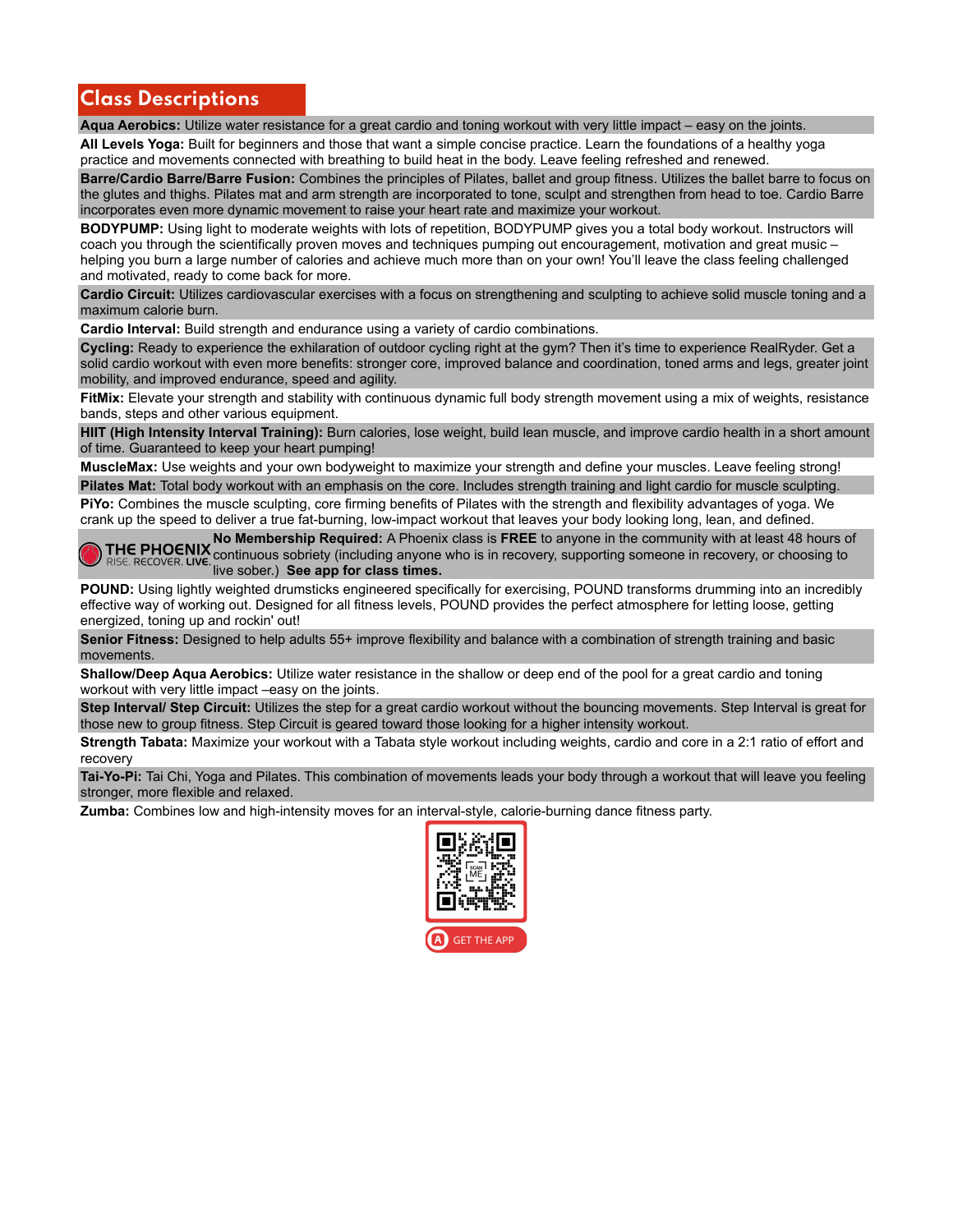## Class Descriptions

**Aqua Aerobics:** Utilize water resistance for a great cardio and toning workout with very little impact – easy on the joints.

**All Levels Yoga:** Built for beginners and those that want a simple concise practice. Learn the foundations of a healthy yoga practice and movements connected with breathing to build heat in the body. Leave feeling refreshed and renewed.

**Barre/Cardio Barre/Barre Fusion:** Combines the principles of Pilates, ballet and group fitness. Utilizes the ballet barre to focus on the glutes and thighs. Pilates mat and arm strength are incorporated to tone, sculpt and strengthen from head to toe. Cardio Barre incorporates even more dynamic movement to raise your heart rate and maximize your workout.

**BODYPUMP:** Using light to moderate weights with lots of repetition, BODYPUMP gives you a total body workout. Instructors will coach you through the scientifically proven moves and techniques pumping out encouragement, motivation and great music – helping you burn a large number of calories and achieve much more than on your own! You'll leave the class feeling challenged and motivated, ready to come back for more.

**Cardio Circuit:** Utilizes cardiovascular exercises with a focus on strengthening and sculpting to achieve solid muscle toning and a maximum calorie burn.

**Cardio Interval:** Build strength and endurance using a variety of cardio combinations.

**Cycling:** Ready to experience the exhilaration of outdoor cycling right at the gym? Then it's time to experience RealRyder. Get a solid cardio workout with even more benefits: stronger core, improved balance and coordination, toned arms and legs, greater joint mobility, and improved endurance, speed and agility.

**FitMix:** Elevate your strength and stability with continuous dynamic full body strength movement using a mix of weights, resistance bands, steps and other various equipment.

**HIIT (High Intensity Interval Training):** Burn calories, lose weight, build lean muscle, and improve cardio health in a short amount of time. Guaranteed to keep your heart pumping!

**MuscleMax:** Use weights and your own bodyweight to maximize your strength and define your muscles. Leave feeling strong!

**Pilates Mat:** Total body workout with an emphasis on the core. Includes strength training and light cardio for muscle sculpting.

**PiYo:** Combines the muscle sculpting, core firming benefits of Pilates with the strength and flexibility advantages of yoga. We crank up the speed to deliver a true fat-burning, low-impact workout that leaves your body looking long, lean, and defined.

THE PHOENIX RISE. RECOVER. LIVE. **No Membership Required:** A Phoenix class is **FREE** to anyone in the community with at least 48 hours of continuous sobriety (including anyone who is in recovery, supporting someone in recovery, or choosing to live sober.) **See app for class times.**

**POUND:** Using lightly weighted drumsticks engineered specifically for exercising, POUND transforms drumming into an incredibly effective way of working out. Designed for all fitness levels, POUND provides the perfect atmosphere for letting loose, getting energized, toning up and rockin' out!

**Senior Fitness:** Designed to help adults 55+ improve flexibility and balance with a combination of strength training and basic movements.

**Shallow/Deep Aqua Aerobics:** Utilize water resistance in the shallow or deep end of the pool for a great cardio and toning workout with very little impact –easy on the joints.

**Step Interval/ Step Circuit:** Utilizes the step for a great cardio workout without the bouncing movements. Step Interval is great for those new to group fitness. Step Circuit is geared toward those looking for a higher intensity workout.

**Strength Tabata:** Maximize your workout with a Tabata style workout including weights, cardio and core in a 2:1 ratio of effort and recovery

**Tai-Yo-Pi:** Tai Chi, Yoga and Pilates. This combination of movements leads your body through a workout that will leave you feeling stronger, more flexible and relaxed.

**Zumba:** Combines low and high-intensity moves for an interval-style, calorie-burning dance fitness party.

SCAN ME

GET THE APP